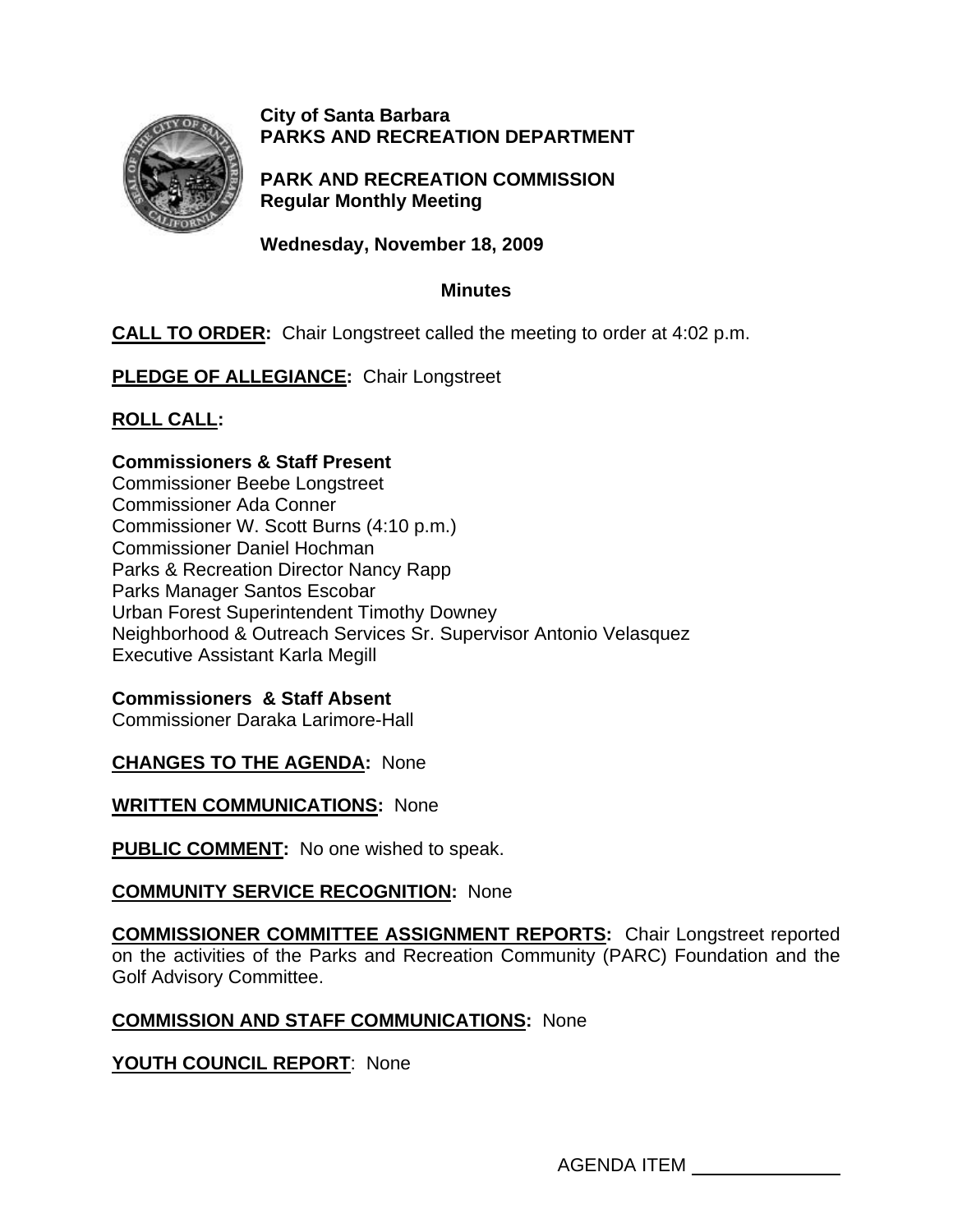**City of Santa Barbara**
**PARKS AND RECREATION DEPARTMENT**

**PARK AND RECREATION COMMISSION**
**Regular Monthly Meeting**

**Wednesday, November 18, 2009**

**Minutes**

**CALL TO ORDER:** Chair Longstreet called the meeting to order at 4:02 p.m.

**PLEDGE OF ALLEGIANCE:** Chair Longstreet

**ROLL CALL:**

**Commissioners & Staff Present**
Commissioner Beebe Longstreet
Commissioner Ada Conner
Commissioner W. Scott Burns (4:10 p.m.)
Commissioner Daniel Hochman
Parks & Recreation Director Nancy Rapp
Parks Manager Santos Escobar
Urban Forest Superintendent Timothy Downey
Neighborhood & Outreach Services Sr. Supervisor Antonio Velasquez
Executive Assistant Karla Megill

**Commissioners & Staff Absent**
Commissioner Daraka Larimore-Hall

**CHANGES TO THE AGENDA:** None

**WRITTEN COMMUNICATIONS:** None

**PUBLIC COMMENT:** No one wished to speak.

**COMMUNITY SERVICE RECOGNITION:** None

**COMMISSIONER COMMITTEE ASSIGNMENT REPORTS:** Chair Longstreet reported on the activities of the Parks and Recreation Community (PARC) Foundation and the Golf Advisory Committee.

**COMMISSION AND STAFF COMMUNICATIONS:** None

**YOUTH COUNCIL REPORT**: None

AGENDA ITEM ______________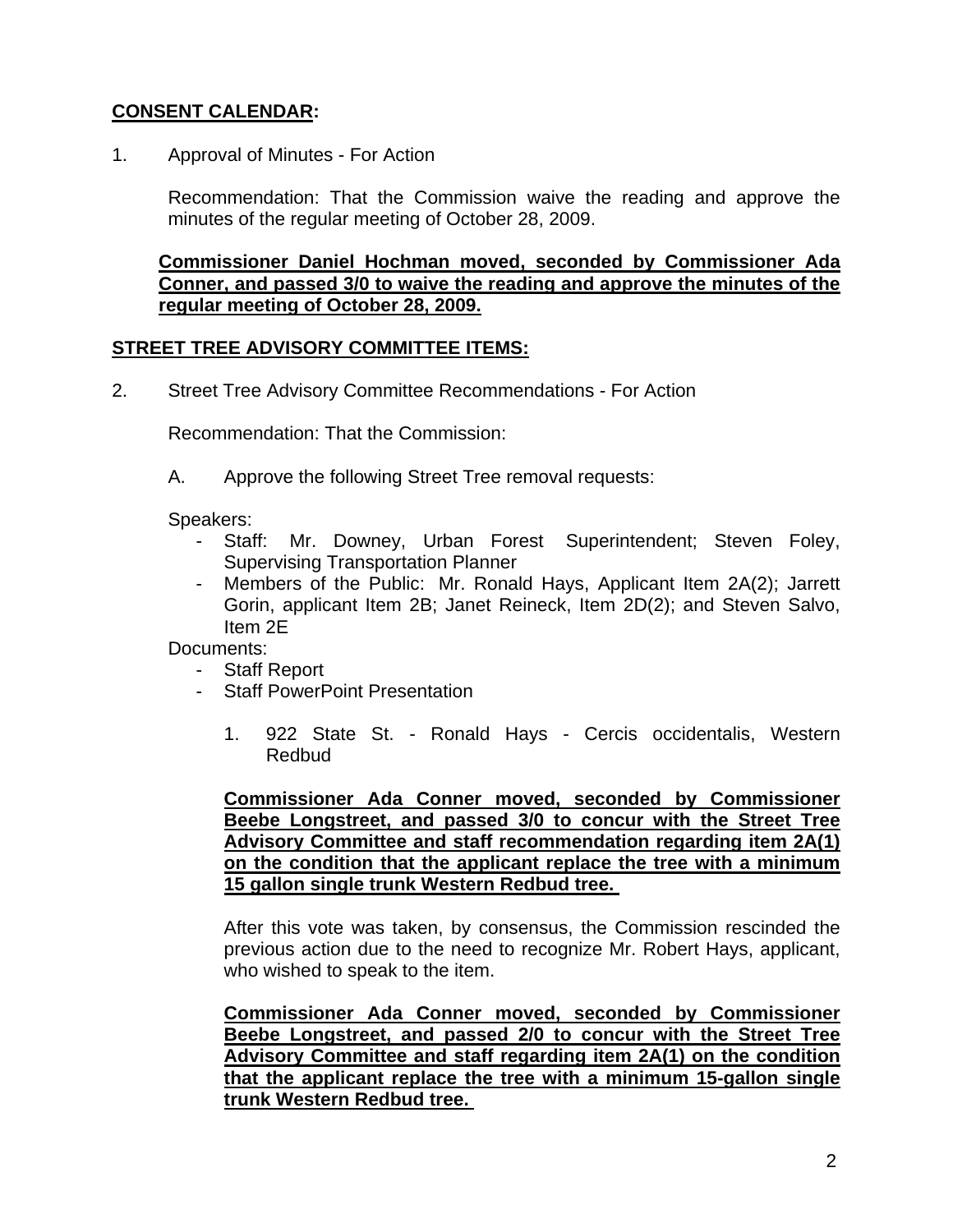**<u>CONSENT CALENDAR</u>:**

1. Approval of Minutes - For Action

   Recommendation: That the Commission waive the reading and approve the minutes of the regular meeting of October 28, 2009.

   **<u>Commissioner Daniel Hochman moved, seconded by Commissioner Ada Conner, and passed 3/0 to waive the reading and approve the minutes of the regular meeting of October 28, 2009.</u>**

**<u>STREET TREE ADVISORY COMMITTEE ITEMS:</u>**

2. Street Tree Advisory Committee Recommendations - For Action

   Recommendation: That the Commission:

   A. Approve the following Street Tree removal requests:

   Speakers:
   - Staff: Mr. Downey, Urban Forest Superintendent; Steven Foley, Supervising Transportation Planner
   - Members of the Public: Mr. Ronald Hays, Applicant Item 2A(2); Jarrett Gorin, applicant Item 2B; Janet Reineck, Item 2D(2); and Steven Salvo, Item 2E

   Documents:
   - Staff Report
   - Staff PowerPoint Presentation

     1. 922 State St. - Ronald Hays - Cercis occidentalis, Western Redbud

     **<u>Commissioner Ada Conner moved, seconded by Commissioner Beebe Longstreet, and passed 3/0 to concur with the Street Tree Advisory Committee and staff recommendation regarding item 2A(1) on the condition that the applicant replace the tree with a minimum 15 gallon single trunk Western Redbud tree.</u>**

     After this vote was taken, by consensus, the Commission rescinded the previous action due to the need to recognize Mr. Robert Hays, applicant, who wished to speak to the item.

     **<u>Commissioner Ada Conner moved, seconded by Commissioner Beebe Longstreet, and passed 2/0 to concur with the Street Tree Advisory Committee and staff regarding item 2A(1) on the condition that the applicant replace the tree with a minimum 15-gallon single trunk Western Redbud tree.</u>**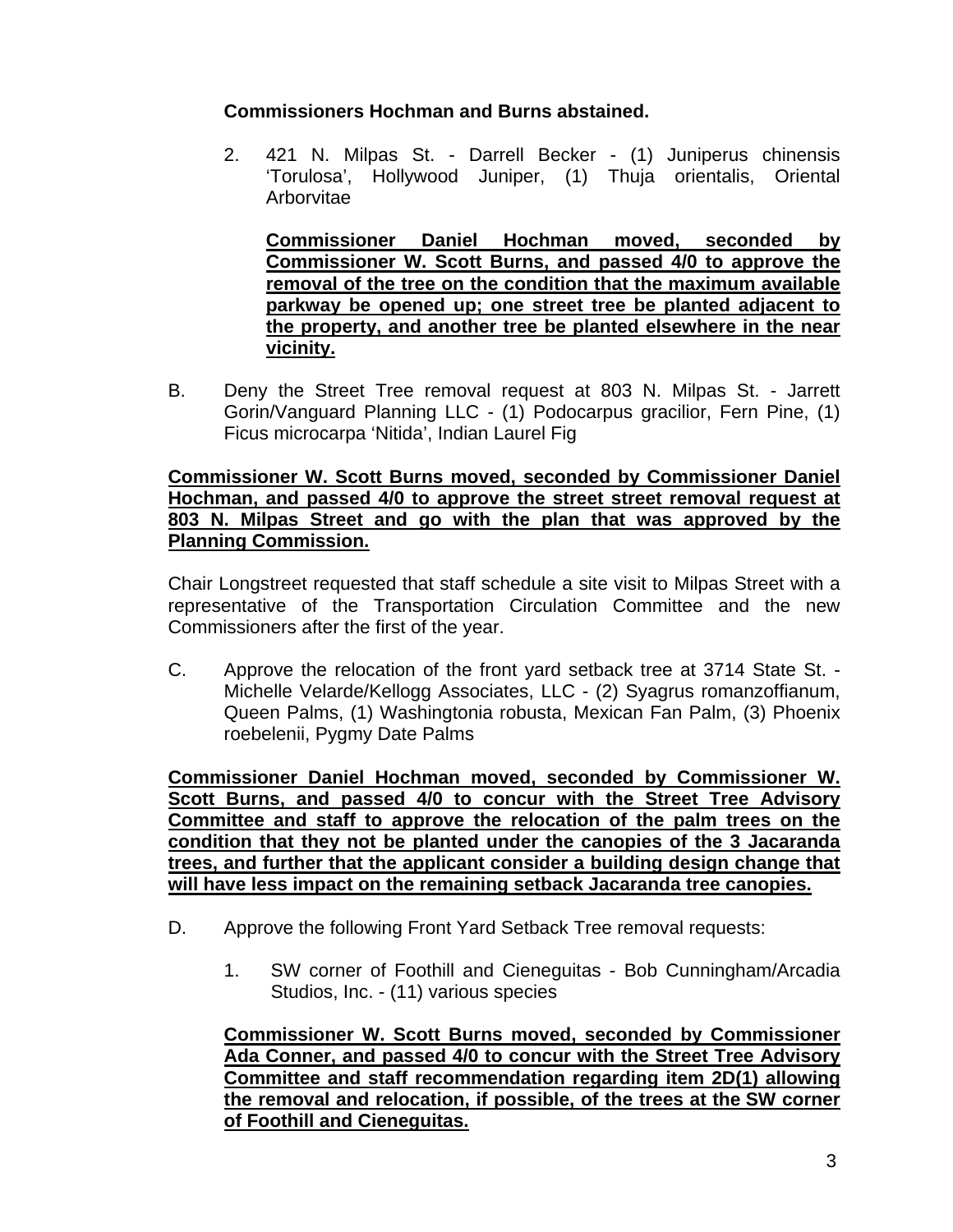**Commissioners Hochman and Burns abstained.**

2. 421 N. Milpas St. - Darrell Becker - (1) Juniperus chinensis 'Torulosa', Hollywood Juniper, (1) Thuja orientalis, Oriental Arborvitae

   **Commissioner Daniel Hochman moved, seconded by Commissioner W. Scott Burns, and passed 4/0 to approve the removal of the tree on the condition that the maximum available parkway be opened up; one street tree be planted adjacent to the property, and another tree be planted elsewhere in the near vicinity.**

B. Deny the Street Tree removal request at 803 N. Milpas St. - Jarrett Gorin/Vanguard Planning LLC - (1) Podocarpus gracilior, Fern Pine, (1) Ficus microcarpa 'Nitida', Indian Laurel Fig

**Commissioner W. Scott Burns moved, seconded by Commissioner Daniel Hochman, and passed 4/0 to approve the street street removal request at 803 N. Milpas Street and go with the plan that was approved by the Planning Commission.**

Chair Longstreet requested that staff schedule a site visit to Milpas Street with a representative of the Transportation Circulation Committee and the new Commissioners after the first of the year.

C. Approve the relocation of the front yard setback tree at 3714 State St. - Michelle Velarde/Kellogg Associates, LLC - (2) Syagrus romanzoffianum, Queen Palms, (1) Washingtonia robusta, Mexican Fan Palm, (3) Phoenix roebelenii, Pygmy Date Palms

**Commissioner Daniel Hochman moved, seconded by Commissioner W. Scott Burns, and passed 4/0 to concur with the Street Tree Advisory Committee and staff to approve the relocation of the palm trees on the condition that they not be planted under the canopies of the 3 Jacaranda trees, and further that the applicant consider a building design change that will have less impact on the remaining setback Jacaranda tree canopies.**

D. Approve the following Front Yard Setback Tree removal requests:

1. SW corner of Foothill and Cieneguitas - Bob Cunningham/Arcadia Studios, Inc. - (11) various species

   **Commissioner W. Scott Burns moved, seconded by Commissioner Ada Conner, and passed 4/0 to concur with the Street Tree Advisory Committee and staff recommendation regarding item 2D(1) allowing the removal and relocation, if possible, of the trees at the SW corner of Foothill and Cieneguitas.**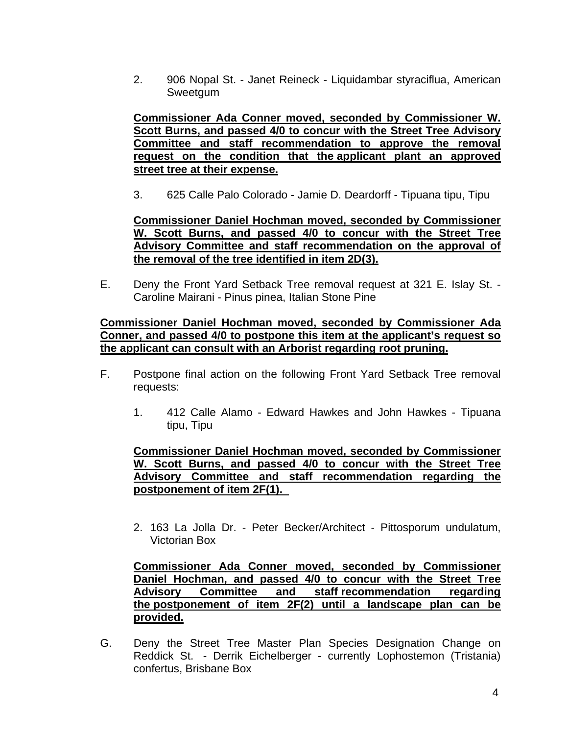2. 906 Nopal St. - Janet Reineck - Liquidambar styraciflua, American Sweetgum

   **Commissioner Ada Conner moved, seconded by Commissioner W. Scott Burns, and passed 4/0 to concur with the Street Tree Advisory Committee and staff recommendation to approve the removal request on the condition that the applicant plant an approved street tree at their expense.**

3. 625 Calle Palo Colorado - Jamie D. Deardorff - Tipuana tipu, Tipu

   **Commissioner Daniel Hochman moved, seconded by Commissioner W. Scott Burns, and passed 4/0 to concur with the Street Tree Advisory Committee and staff recommendation on the approval of the removal of the tree identified in item 2D(3).**

E. Deny the Front Yard Setback Tree removal request at 321 E. Islay St. - Caroline Mairani - Pinus pinea, Italian Stone Pine

**Commissioner Daniel Hochman moved, seconded by Commissioner Ada Conner, and passed 4/0 to postpone this item at the applicant's request so the applicant can consult with an Arborist regarding root pruning.**

F. Postpone final action on the following Front Yard Setback Tree removal requests:

1. 412 Calle Alamo - Edward Hawkes and John Hawkes - Tipuana tipu, Tipu

   **Commissioner Daniel Hochman moved, seconded by Commissioner W. Scott Burns, and passed 4/0 to concur with the Street Tree Advisory Committee and staff recommendation regarding the postponement of item 2F(1).**

2. 163 La Jolla Dr. - Peter Becker/Architect - Pittosporum undulatum, Victorian Box

   **Commissioner Ada Conner moved, seconded by Commissioner Daniel Hochman, and passed 4/0 to concur with the Street Tree Advisory Committee and staff recommendation regarding the postponement of item 2F(2) until a landscape plan can be provided.**

G. Deny the Street Tree Master Plan Species Designation Change on Reddick St. - Derrik Eichelberger - currently Lophostemon (Tristania) confertus, Brisbane Box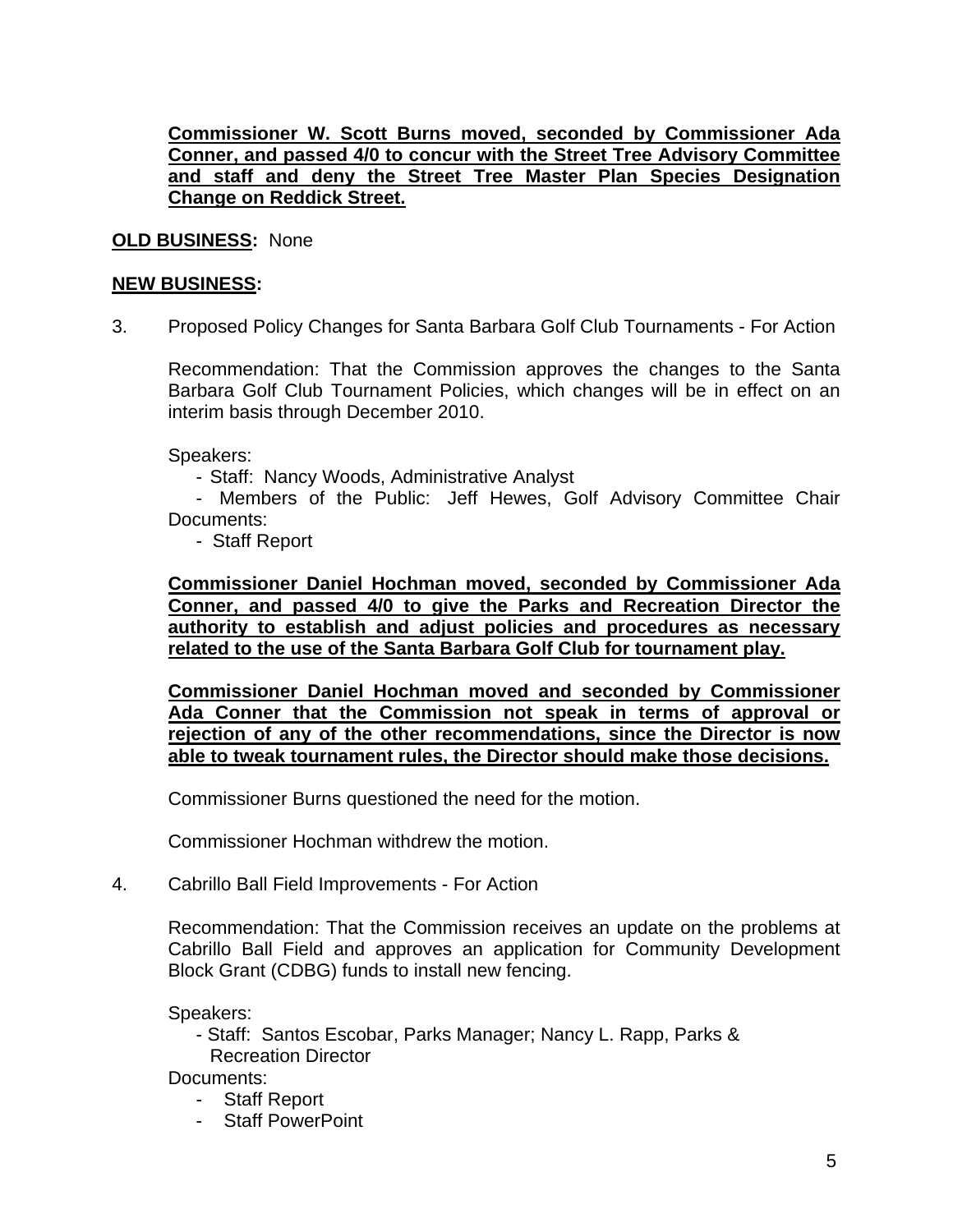**Commissioner W. Scott Burns moved, seconded by Commissioner Ada Conner, and passed 4/0 to concur with the Street Tree Advisory Committee and staff and deny the Street Tree Master Plan Species Designation Change on Reddick Street.**

**OLD BUSINESS:** None

**NEW BUSINESS:**

3. Proposed Policy Changes for Santa Barbara Golf Club Tournaments - For Action

   Recommendation: That the Commission approves the changes to the Santa Barbara Golf Club Tournament Policies, which changes will be in effect on an interim basis through December 2010.

   Speakers:
   - Staff: Nancy Woods, Administrative Analyst
   - Members of the Public: Jeff Hewes, Golf Advisory Committee Chair

   Documents:
   - Staff Report

   **Commissioner Daniel Hochman moved, seconded by Commissioner Ada Conner, and passed 4/0 to give the Parks and Recreation Director the authority to establish and adjust policies and procedures as necessary related to the use of the Santa Barbara Golf Club for tournament play.**

   **Commissioner Daniel Hochman moved and seconded by Commissioner Ada Conner that the Commission not speak in terms of approval or rejection of any of the other recommendations, since the Director is now able to tweak tournament rules, the Director should make those decisions.**

   Commissioner Burns questioned the need for the motion.

   Commissioner Hochman withdrew the motion.

4. Cabrillo Ball Field Improvements - For Action

   Recommendation: That the Commission receives an update on the problems at Cabrillo Ball Field and approves an application for Community Development Block Grant (CDBG) funds to install new fencing.

   Speakers:
   - Staff: Santos Escobar, Parks Manager; Nancy L. Rapp, Parks & Recreation Director

   Documents:
   - Staff Report
   - Staff PowerPoint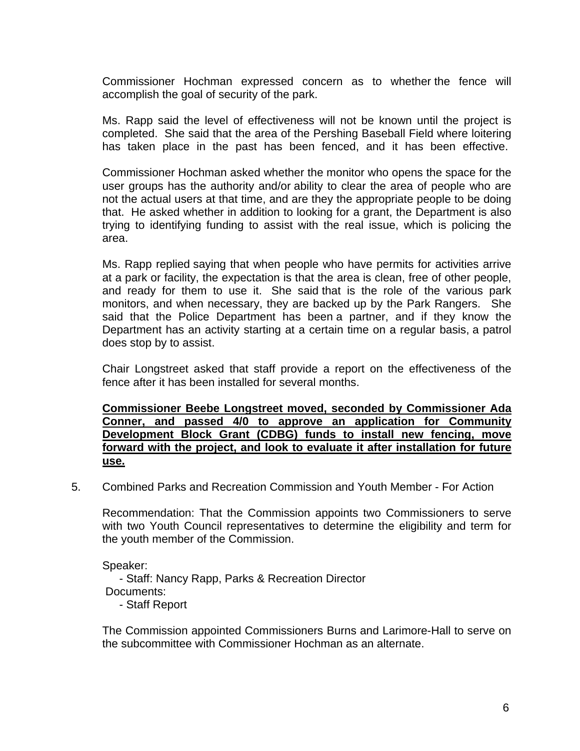Commissioner Hochman expressed concern as to whether the fence will accomplish the goal of security of the park.

Ms. Rapp said the level of effectiveness will not be known until the project is completed. She said that the area of the Pershing Baseball Field where loitering has taken place in the past has been fenced, and it has been effective.

Commissioner Hochman asked whether the monitor who opens the space for the user groups has the authority and/or ability to clear the area of people who are not the actual users at that time, and are they the appropriate people to be doing that. He asked whether in addition to looking for a grant, the Department is also trying to identifying funding to assist with the real issue, which is policing the area.

Ms. Rapp replied saying that when people who have permits for activities arrive at a park or facility, the expectation is that the area is clean, free of other people, and ready for them to use it. She said that is the role of the various park monitors, and when necessary, they are backed up by the Park Rangers. She said that the Police Department has been a partner, and if they know the Department has an activity starting at a certain time on a regular basis, a patrol does stop by to assist.

Chair Longstreet asked that staff provide a report on the effectiveness of the fence after it has been installed for several months.

**Commissioner Beebe Longstreet moved, seconded by Commissioner Ada Conner, and passed 4/0 to approve an application for Community Development Block Grant (CDBG) funds to install new fencing, move forward with the project, and look to evaluate it after installation for future use.**

5. Combined Parks and Recreation Commission and Youth Member - For Action

   Recommendation: That the Commission appoints two Commissioners to serve with two Youth Council representatives to determine the eligibility and term for the youth member of the Commission.

   Speaker:
   - Staff: Nancy Rapp, Parks & Recreation Director

   Documents:
   - Staff Report

   The Commission appointed Commissioners Burns and Larimore-Hall to serve on the subcommittee with Commissioner Hochman as an alternate.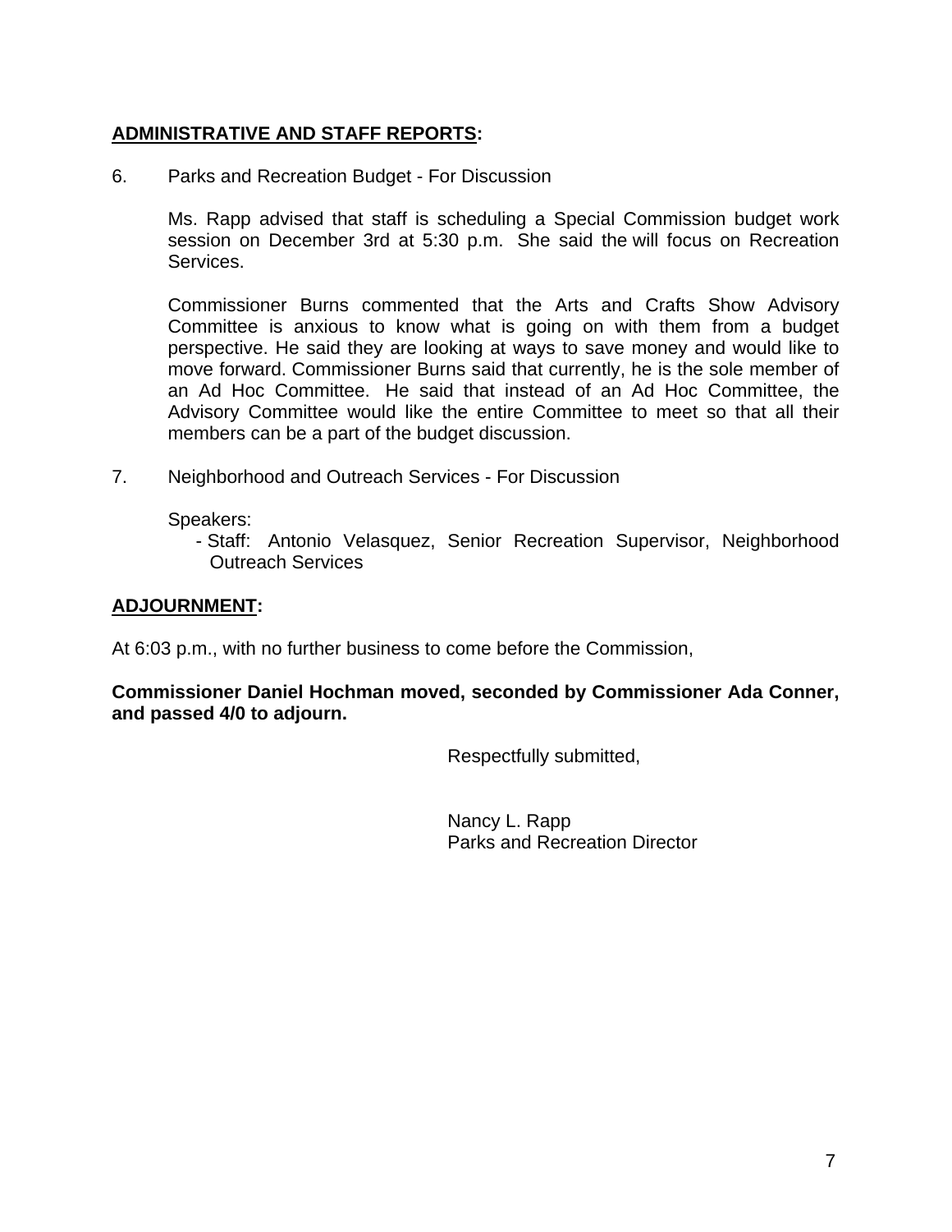**ADMINISTRATIVE AND STAFF REPORTS:**

6. Parks and Recreation Budget - For Discussion

   Ms. Rapp advised that staff is scheduling a Special Commission budget work session on December 3rd at 5:30 p.m. She said the will focus on Recreation Services.

   Commissioner Burns commented that the Arts and Crafts Show Advisory Committee is anxious to know what is going on with them from a budget perspective. He said they are looking at ways to save money and would like to move forward. Commissioner Burns said that currently, he is the sole member of an Ad Hoc Committee. He said that instead of an Ad Hoc Committee, the Advisory Committee would like the entire Committee to meet so that all their members can be a part of the budget discussion.

7. Neighborhood and Outreach Services - For Discussion

   Speakers:
   - Staff: Antonio Velasquez, Senior Recreation Supervisor, Neighborhood Outreach Services

**ADJOURNMENT:**

At 6:03 p.m., with no further business to come before the Commission,

**Commissioner Daniel Hochman moved, seconded by Commissioner Ada Conner, and passed 4/0 to adjourn.**

Respectfully submitted,

Nancy L. Rapp
Parks and Recreation Director